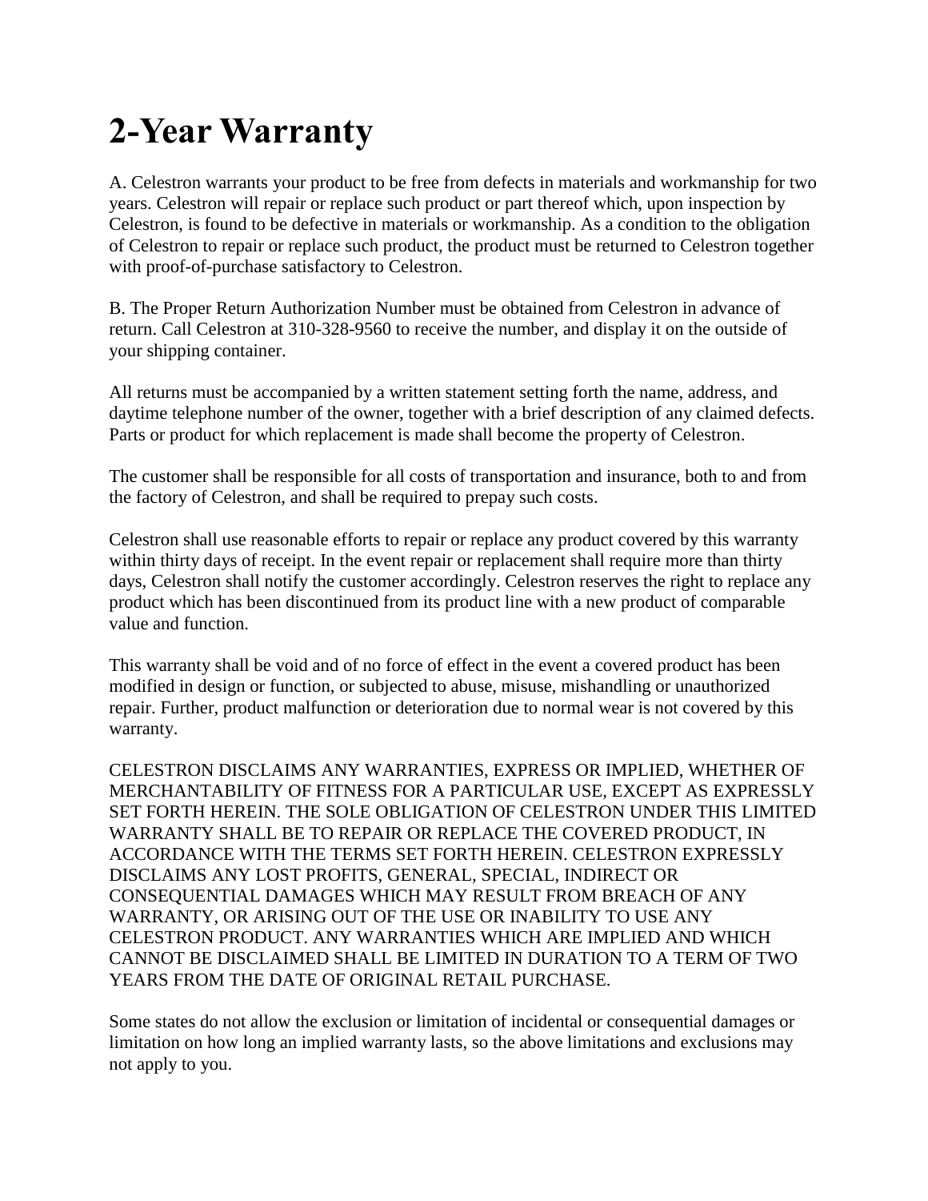# 2-Year Warranty

A. Celestron warrants your product to be free from defects in materials and workmanship for two years. Celestron will repair or replace such product or part thereof which, upon inspection by Celestron, is found to be defective in materials or workmanship. As a condition to the obligation of Celestron to repair or replace such product, the product must be returned to Celestron together with proof-of-purchase satisfactory to Celestron.

B. The Proper Return Authorization Number must be obtained from Celestron in advance of return. Call Celestron at 310-328-9560 to receive the number, and display it on the outside of your shipping container.

All returns must be accompanied by a written statement setting forth the name, address, and daytime telephone number of the owner, together with a brief description of any claimed defects. Parts or product for which replacement is made shall become the property of Celestron.

The customer shall be responsible for all costs of transportation and insurance, both to and from the factory of Celestron, and shall be required to prepay such costs.

Celestron shall use reasonable efforts to repair or replace any product covered by this warranty within thirty days of receipt. In the event repair or replacement shall require more than thirty days, Celestron shall notify the customer accordingly. Celestron reserves the right to replace any product which has been discontinued from its product line with a new product of comparable value and function.

This warranty shall be void and of no force of effect in the event a covered product has been modified in design or function, or subjected to abuse, misuse, mishandling or unauthorized repair. Further, product malfunction or deterioration due to normal wear is not covered by this warranty.

CELESTRON DISCLAIMS ANY WARRANTIES, EXPRESS OR IMPLIED, WHETHER OF MERCHANTABILITY OF FITNESS FOR A PARTICULAR USE, EXCEPT AS EXPRESSLY SET FORTH HEREIN. THE SOLE OBLIGATION OF CELESTRON UNDER THIS LIMITED WARRANTY SHALL BE TO REPAIR OR REPLACE THE COVERED PRODUCT, IN ACCORDANCE WITH THE TERMS SET FORTH HEREIN. CELESTRON EXPRESSLY DISCLAIMS ANY LOST PROFITS, GENERAL, SPECIAL, INDIRECT OR CONSEQUENTIAL DAMAGES WHICH MAY RESULT FROM BREACH OF ANY WARRANTY, OR ARISING OUT OF THE USE OR INABILITY TO USE ANY CELESTRON PRODUCT. ANY WARRANTIES WHICH ARE IMPLIED AND WHICH CANNOT BE DISCLAIMED SHALL BE LIMITED IN DURATION TO A TERM OF TWO YEARS FROM THE DATE OF ORIGINAL RETAIL PURCHASE.

Some states do not allow the exclusion or limitation of incidental or consequential damages or limitation on how long an implied warranty lasts, so the above limitations and exclusions may not apply to you.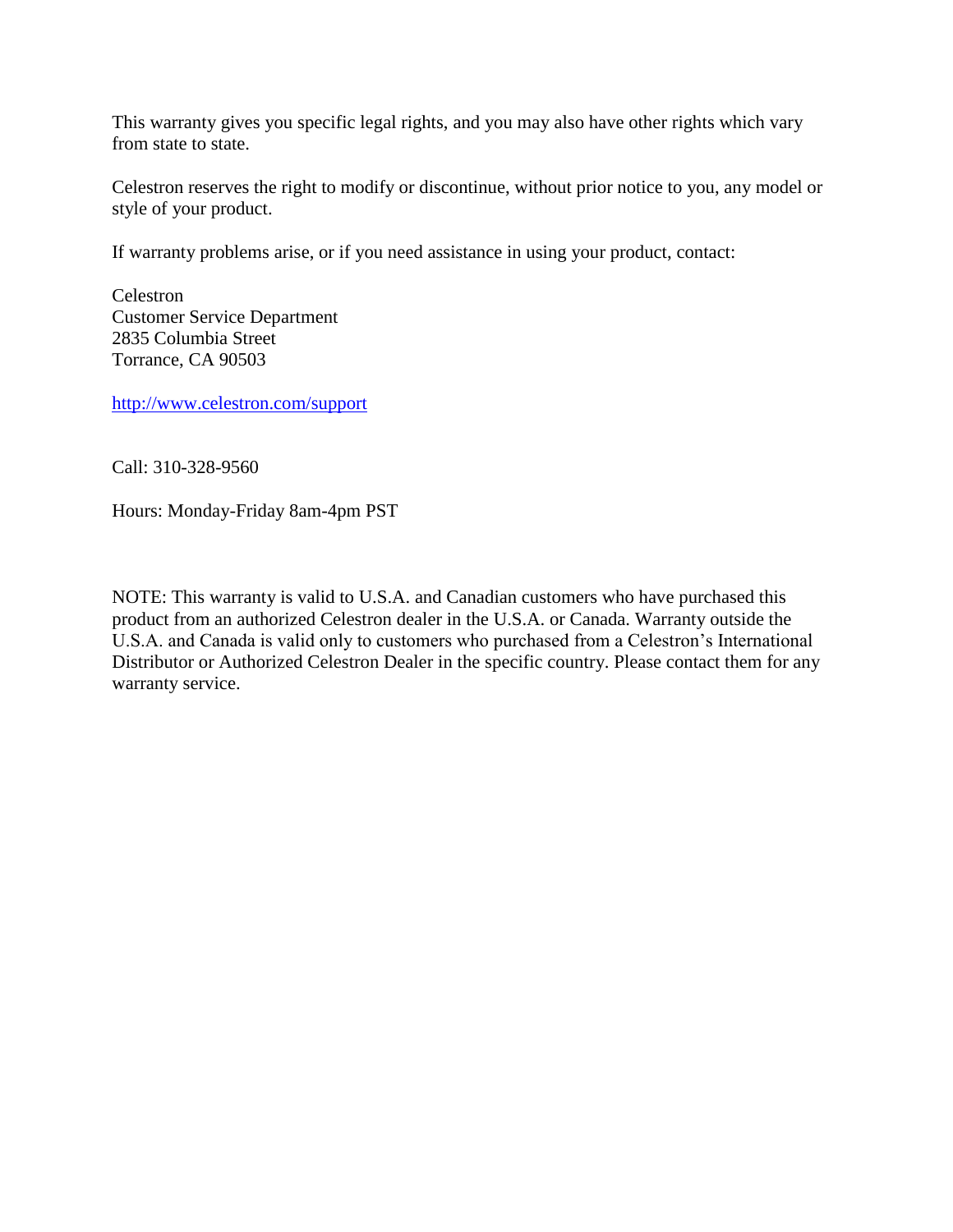This warranty gives you specific legal rights, and you may also have other rights which vary from state to state.

Celestron reserves the right to modify or discontinue, without prior notice to you, any model or style of your product.

If warranty problems arise, or if you need assistance in using your product, contact:

Celestron  
Customer Service Department  
2835 Columbia Street  
Torrance, CA 90503

http://www.celestron.com/support

Call: 310-328-9560

Hours: Monday-Friday 8am-4pm PST

NOTE: This warranty is valid to U.S.A. and Canadian customers who have purchased this product from an authorized Celestron dealer in the U.S.A. or Canada. Warranty outside the U.S.A. and Canada is valid only to customers who purchased from a Celestron's International Distributor or Authorized Celestron Dealer in the specific country. Please contact them for any warranty service.